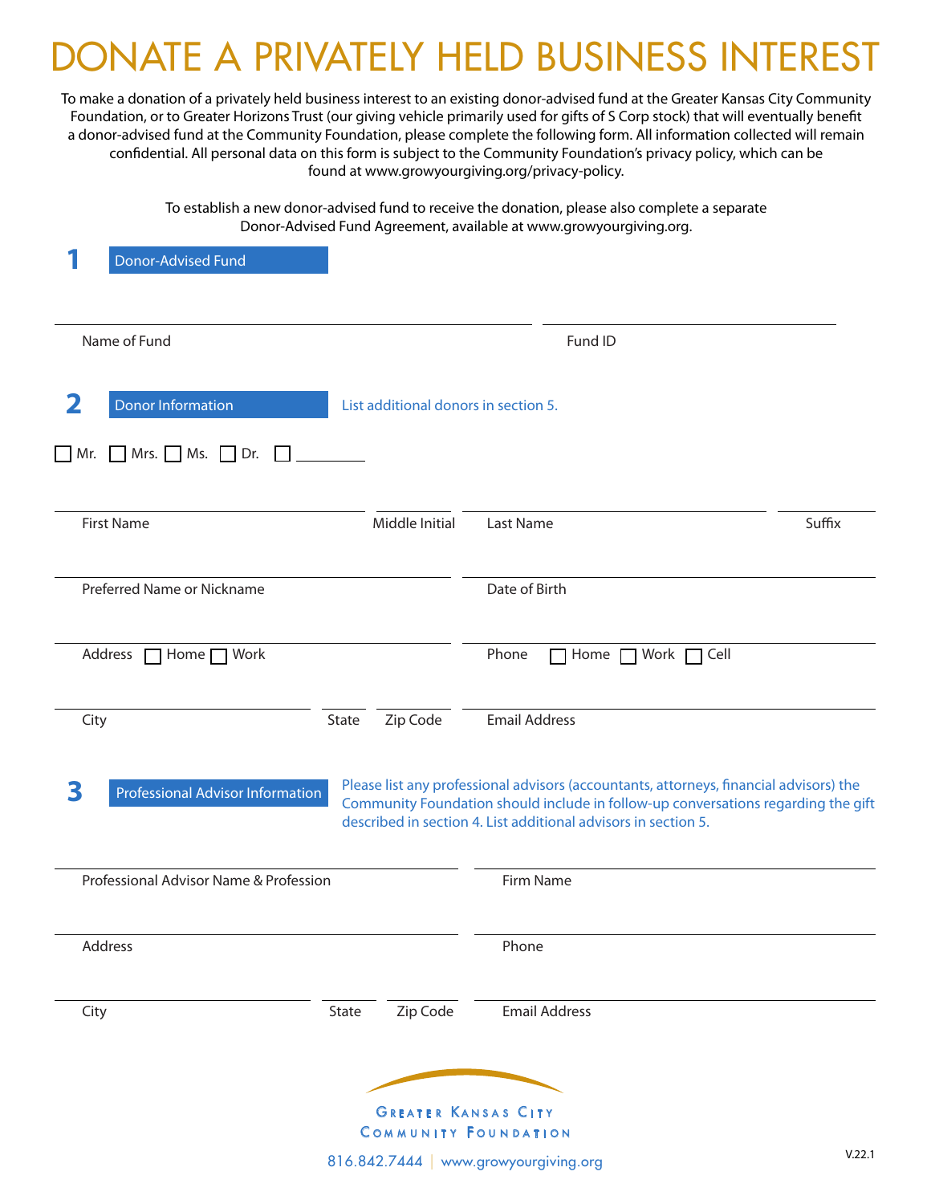# DONATE A PRIVATELY HELD BUSINESS INTEREST

To make a donation of a privately held business interest to an existing donor-advised fund at the Greater Kansas City Community Foundation, or to Greater Horizons Trust (our giving vehicle primarily used for gifts of S Corp stock) that will eventually benefit a donor-advised fund at the Community Foundation, please complete the following form. All information collected will remain confidential. All personal data on this form is subject to the Community Foundation's privacy policy, which can be found at www.growyourgiving.org/privacy-policy.

To establish a new donor-advised fund to receive the donation, please also complete a separate Donor-Advised Fund Agreement, available at www.growyourgiving.org.

## 1 Donor-Advised Fund

Name of Fund ______________________ Fund ID ______________________

## 2 Donor Information

List additional donors in section 5.

☐ Mr. ☐ Mrs. ☐ Ms. ☐ Dr. ☐ ________

First Name ______________________ Middle Initial ________ Last Name ______________________ Suffix ________

Preferred Name or Nickname ______________________ Date of Birth ______________________

Address ☐ Home ☐ Work ______________________ Phone ☐ Home ☐ Work ☐ Cell ______________________

City ______________________ State ________ Zip Code ________ Email Address ______________________

## 3 Professional Advisor Information

Please list any professional advisors (accountants, attorneys, financial advisors) the Community Foundation should include in follow-up conversations regarding the gift described in section 4. List additional advisors in section 5.

Professional Advisor Name & Profession ______________________ Firm Name ______________________

Address ______________________ Phone ______________________

City ______________________ State ________ Zip Code ________ Email Address ______________________

Greater Kansas City Community Foundation

816.842.7444 | www.growyourgiving.org

V.22.1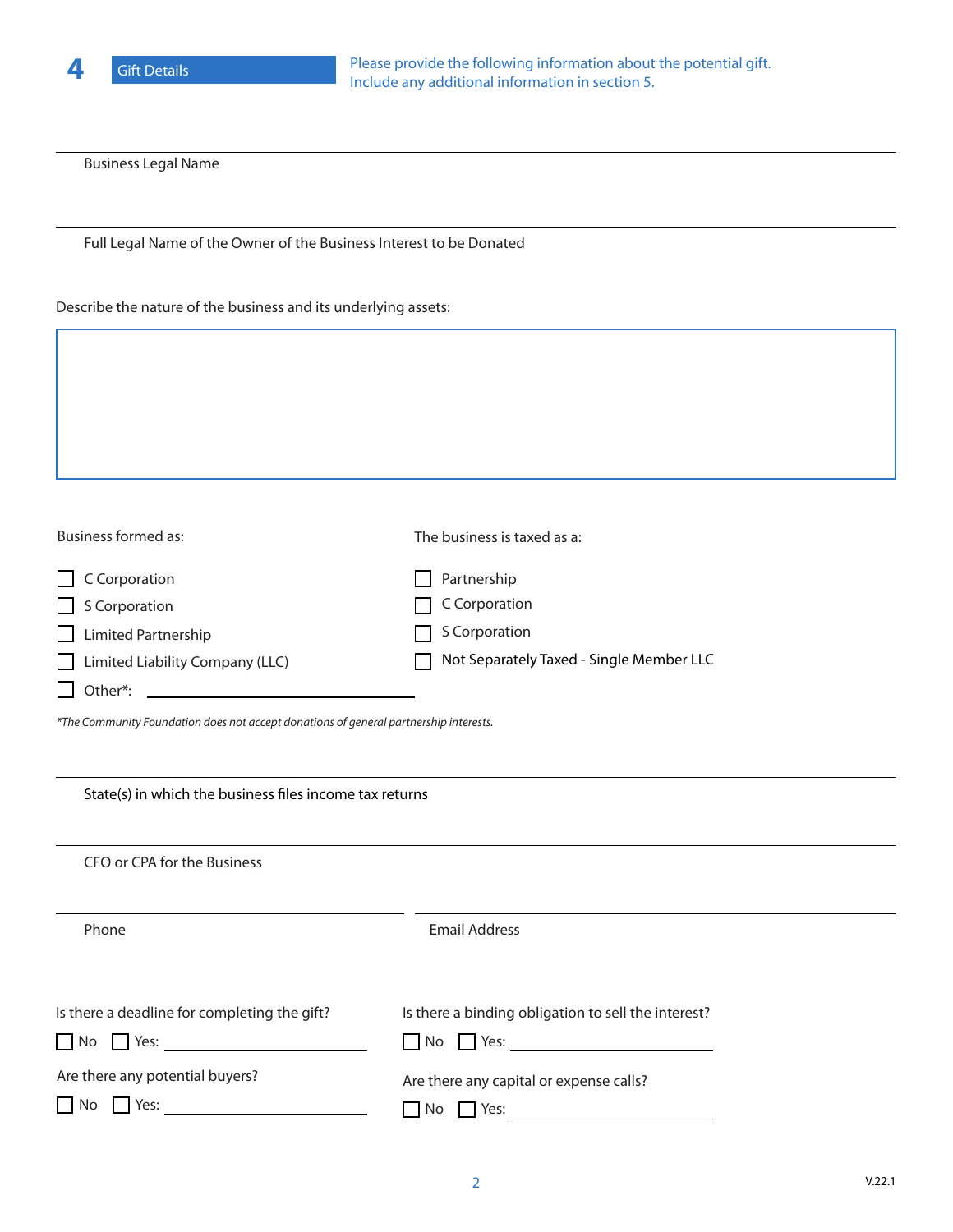## 4 Gift Details

Please provide the following information about the potential gift. Include any additional information in section 5.

Business Legal Name

Full Legal Name of the Owner of the Business Interest to be Donated

Describe the nature of the business and its underlying assets:

Business formed as:

- ☐ C Corporation
- ☐ S Corporation
- ☐ Limited Partnership
- ☐ Limited Liability Company (LLC)
- ☐ Other*: ____________________

The business is taxed as a:

- ☐ Partnership
- ☐ C Corporation
- ☐ S Corporation
- ☐ Not Separately Taxed - Single Member LLC

*\*The Community Foundation does not accept donations of general partnership interests.*

State(s) in which the business files income tax returns

CFO or CPA for the Business

Phone

Email Address

Is there a deadline for completing the gift?

☐ No ☐ Yes: ____________________

Is there a binding obligation to sell the interest?

☐ No ☐ Yes: ____________________

Are there any potential buyers?

☐ No ☐ Yes: ____________________

Are there any capital or expense calls?

☐ No ☐ Yes: ____________________

V.22.1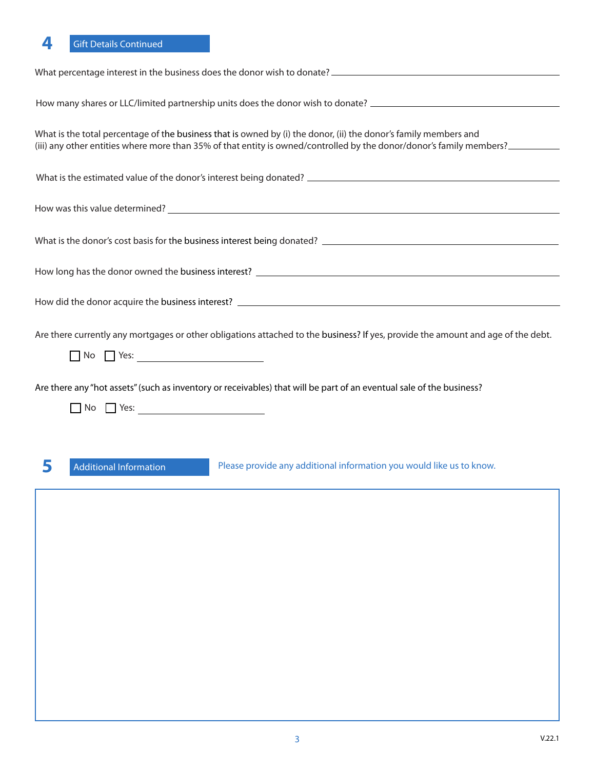## 4 Gift Details Continued

What percentage interest in the business does the donor wish to donate? \_\_\_\_\_\_\_\_\_\_\_\_\_\_\_\_\_\_\_\_

How many shares or LLC/limited partnership units does the donor wish to donate? \_\_\_\_\_\_\_\_\_\_\_\_\_\_\_\_\_\_\_\_

What is the total percentage of the business that is owned by (i) the donor, (ii) the donor's family members and (iii) any other entities where more than 35% of that entity is owned/controlled by the donor/donor's family members? \_\_\_\_\_\_\_\_\_\_\_\_\_\_\_\_\_\_\_\_

What is the estimated value of the donor's interest being donated? \_\_\_\_\_\_\_\_\_\_\_\_\_\_\_\_\_\_\_\_

How was this value determined? \_\_\_\_\_\_\_\_\_\_\_\_\_\_\_\_\_\_\_\_

What is the donor's cost basis for the business interest being donated? \_\_\_\_\_\_\_\_\_\_\_\_\_\_\_\_\_\_\_\_

How long has the donor owned the business interest? \_\_\_\_\_\_\_\_\_\_\_\_\_\_\_\_\_\_\_\_

How did the donor acquire the business interest? \_\_\_\_\_\_\_\_\_\_\_\_\_\_\_\_\_\_\_\_

Are there currently any mortgages or other obligations attached to the business? If yes, provide the amount and age of the debt.

☐ No ☐ Yes: \_\_\_\_\_\_\_\_\_\_\_\_\_\_\_\_\_\_\_\_

Are there any "hot assets" (such as inventory or receivables) that will be part of an eventual sale of the business?

☐ No ☐ Yes: \_\_\_\_\_\_\_\_\_\_\_\_\_\_\_\_\_\_\_\_

## 5 Additional Information

Please provide any additional information you would like us to know.

V.22.1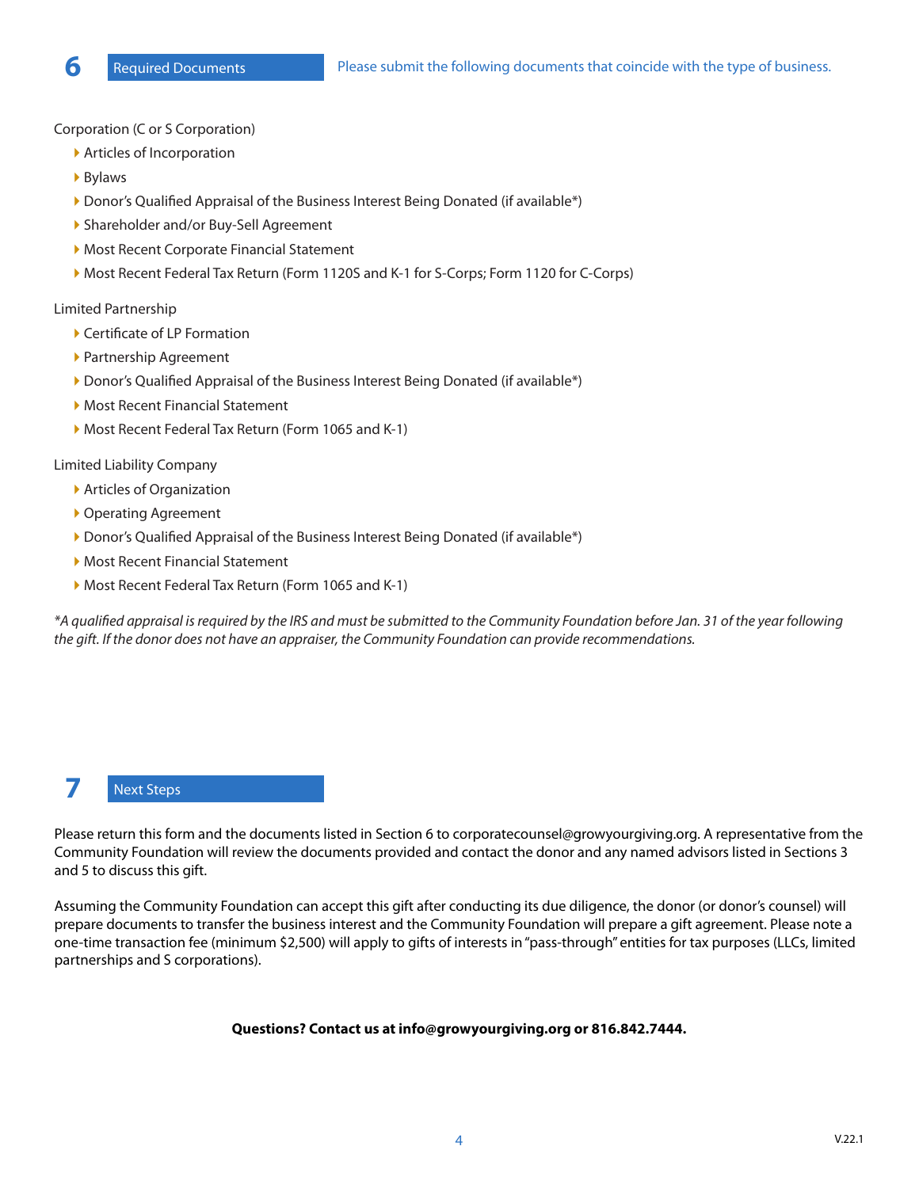## 6 Required Documents

Please submit the following documents that coincide with the type of business.

Corporation (C or S Corporation)

- Articles of Incorporation
- Bylaws
- Donor's Qualified Appraisal of the Business Interest Being Donated (if available*)
- Shareholder and/or Buy-Sell Agreement
- Most Recent Corporate Financial Statement
- Most Recent Federal Tax Return (Form 1120S and K-1 for S-Corps; Form 1120 for C-Corps)

Limited Partnership

- Certificate of LP Formation
- Partnership Agreement
- Donor's Qualified Appraisal of the Business Interest Being Donated (if available*)
- Most Recent Financial Statement
- Most Recent Federal Tax Return (Form 1065 and K-1)

Limited Liability Company

- Articles of Organization
- Operating Agreement
- Donor's Qualified Appraisal of the Business Interest Being Donated (if available*)
- Most Recent Financial Statement
- Most Recent Federal Tax Return (Form 1065 and K-1)

*\*A qualified appraisal is required by the IRS and must be submitted to the Community Foundation before Jan. 31 of the year following the gift. If the donor does not have an appraiser, the Community Foundation can provide recommendations.*

## 7 Next Steps

Please return this form and the documents listed in Section 6 to corporatecounsel@growyourgiving.org. A representative from the Community Foundation will review the documents provided and contact the donor and any named advisors listed in Sections 3 and 5 to discuss this gift.

Assuming the Community Foundation can accept this gift after conducting its due diligence, the donor (or donor's counsel) will prepare documents to transfer the business interest and the Community Foundation will prepare a gift agreement. Please note a one-time transaction fee (minimum $2,500) will apply to gifts of interests in "pass-through" entities for tax purposes (LLCs, limited partnerships and S corporations).

**Questions? Contact us at info@growyourgiving.org or 816.842.7444.**

V.22.1